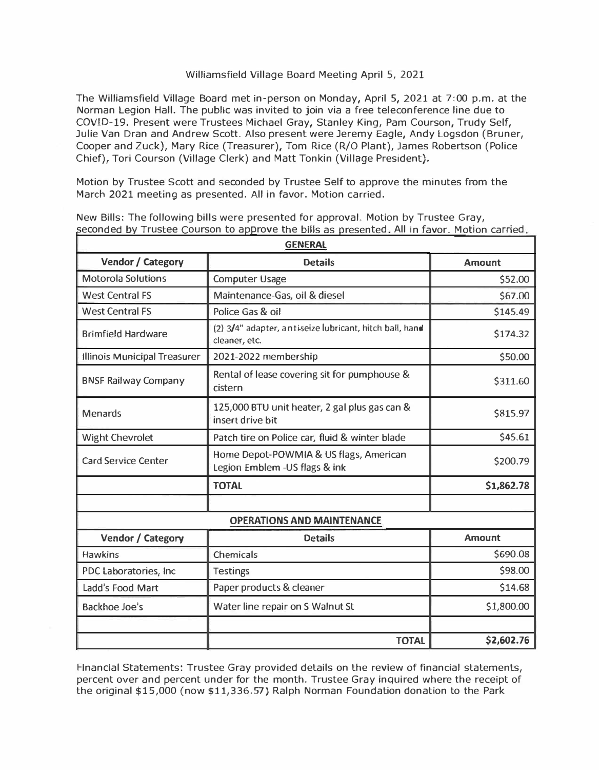# Williamsfield Village Board Meeting April 5, 2021

The Williamsfield Village Board met in-person on Monday, April 5, 2021 at 7:00 p.m. at the Norman Legion Hall. The public was invited to join via a free teleconference line due to COVID-19. Present were Trustees Michael Gray, Stanley King, Pam Courson, Trudy Self, Julie Van Dran and Andrew Scott. Also present were Jeremy Eagle, Andy Logsdon (Bruner, Cooper and Zuck), Mary Rice (Treasurer), Tom Rice (R/O Plant), James Robertson (Police Chief), Tori Courson (Village Clerk) and Matt Tonkin (Village President).

Motion by Trustee Scott and seconded by Trustee Self to approve the minutes from the March 2021 meeting as presented. All in favor. Motion carried.

New Bills: The following bills were presented for approval. Motion by Trustee Gray, seconded by Trustee Courson to approve the bills as presented. All in favor. Motion carried.

| **GENERAL** | | |
|---|---|---|
| **Vendor / Category** | **Details** | **Amount** |
| Motorola Solutions | Computer Usage | $52.00 |
| West Central FS | Maintenance-Gas, oil & diesel | $67.00 |
| West Central FS | Police Gas & oil | $145.49 |
| Brimfield Hardware | (2) 3/4" adapter, antiseize lubricant, hitch ball, hand cleaner, etc. | $174.32 |
| Illinois Municipal Treasurer | 2021-2022 membership | $50.00 |
| BNSF Railway Company | Rental of lease covering sit for pumphouse & cistern | $311.60 |
| Menards | 125,000 BTU unit heater, 2 gal plus gas can & insert drive bit | $815.97 |
| Wight Chevrolet | Patch tire on Police car, fluid & winter blade | $45.61 |
| Card Service Center | Home Depot-POWMIA & US flags, American Legion Emblem -US flags & ink | $200.79 |
| | **TOTAL** | **$1,862.78** |

| **OPERATIONS AND MAINTENANCE** | | |
|---|---|---|
| **Vendor / Category** | **Details** | **Amount** |
| Hawkins | Chemicals | $690.08 |
| PDC Laboratories, Inc | Testings | $98.00 |
| Ladd's Food Mart | Paper products & cleaner | $14.68 |
| Backhoe Joe's | Water line repair on S Walnut St | $1,800.00 |
| | | |
| | **TOTAL** | **$2,602.76** |

Financial Statements: Trustee Gray provided details on the review of financial statements, percent over and percent under for the month. Trustee Gray inquired where the receipt of the original $15,000 (now $11,336.57) Ralph Norman Foundation donation to the Park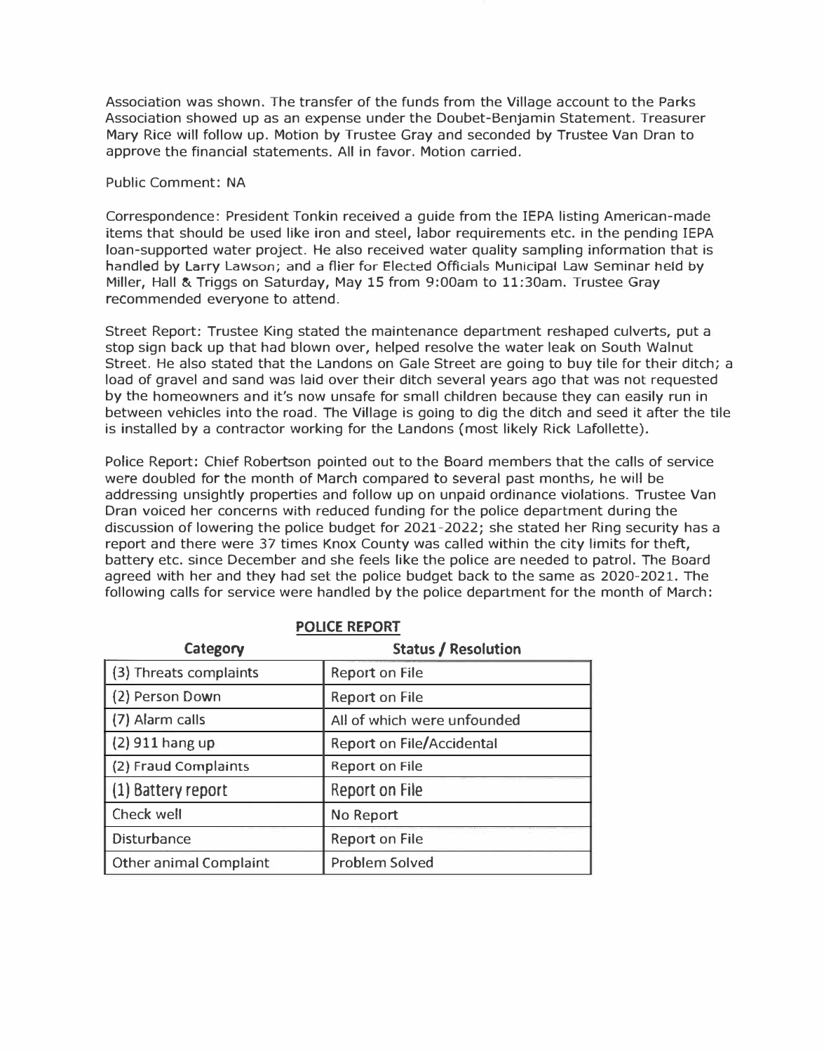Association was shown. The transfer of the funds from the Village account to the Parks Association showed up as an expense under the Doubet-Benjamin Statement. Treasurer Mary Rice will follow up. Motion by Trustee Gray and seconded by Trustee Van Dran to approve the financial statements. All in favor. Motion carried.

Public Comment: NA

Correspondence: President Tonkin received a guide from the IEPA listing American-made items that should be used like iron and steel, labor requirements etc. in the pending IEPA loan-supported water project. He also received water quality sampling information that is handled by Larry Lawson; and a flier for Elected Officials Municipal Law Seminar held by Miller, Hall & Triggs on Saturday, May 15 from 9:00am to 11:30am. Trustee Gray recommended everyone to attend.

Street Report: Trustee King stated the maintenance department reshaped culverts, put a stop sign back up that had blown over, helped resolve the water leak on South Walnut Street. He also stated that the Landons on Gale Street are going to buy tile for their ditch; a load of gravel and sand was laid over their ditch several years ago that was not requested by the homeowners and it's now unsafe for small children because they can easily run in between vehicles into the road. The Village is going to dig the ditch and seed it after the tile is installed by a contractor working for the Landons (most likely Rick Lafollette).

Police Report: Chief Robertson pointed out to the Board members that the calls of service were doubled for the month of March compared to several past months, he will be addressing unsightly properties and follow up on unpaid ordinance violations. Trustee Van Dran voiced her concerns with reduced funding for the police department during the discussion of lowering the police budget for 2021-2022; she stated her Ring security has a report and there were 37 times Knox County was called within the city limits for theft, battery etc. since December and she feels like the police are needed to patrol. The Board agreed with her and they had set the police budget back to the same as 2020-2021. The following calls for service were handled by the police department for the month of March:

**POLICE REPORT**

| Category | Status / Resolution |
|---|---|
| (3) Threats complaints | Report on File |
| (2) Person Down | Report on File |
| (7) Alarm calls | All of which were unfounded |
| (2) 911 hang up | Report on File/Accidental |
| (2) Fraud Complaints | Report on File |
| (1) Battery report | Report on File |
| Check well | No Report |
| Disturbance | Report on File |
| Other animal Complaint | Problem Solved |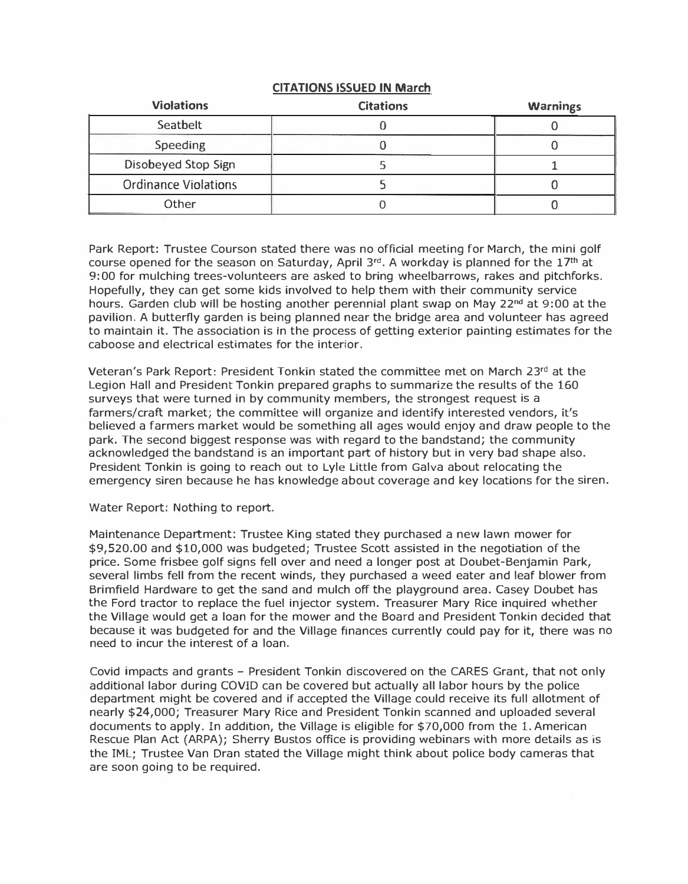**CITATIONS ISSUED IN March**

| Violations | Citations | Warnings |
|---|---|---|
| Seatbelt | 0 | 0 |
| Speeding | 0 | 0 |
| Disobeyed Stop Sign | 5 | 1 |
| Ordinance Violations | 5 | 0 |
| Other | 0 | 0 |

Park Report: Trustee Courson stated there was no official meeting for March, the mini golf course opened for the season on Saturday, April 3rd. A workday is planned for the 17th at 9:00 for mulching trees-volunteers are asked to bring wheelbarrows, rakes and pitchforks. Hopefully, they can get some kids involved to help them with their community service hours. Garden club will be hosting another perennial plant swap on May 22nd at 9:00 at the pavilion. A butterfly garden is being planned near the bridge area and volunteer has agreed to maintain it. The association is in the process of getting exterior painting estimates for the caboose and electrical estimates for the interior.

Veteran's Park Report: President Tonkin stated the committee met on March 23rd at the Legion Hall and President Tonkin prepared graphs to summarize the results of the 160 surveys that were turned in by community members, the strongest request is a farmers/craft market; the committee will organize and identify interested vendors, it's believed a farmers market would be something all ages would enjoy and draw people to the park. The second biggest response was with regard to the bandstand; the community acknowledged the bandstand is an important part of history but in very bad shape also. President Tonkin is going to reach out to Lyle Little from Galva about relocating the emergency siren because he has knowledge about coverage and key locations for the siren.

Water Report: Nothing to report.

Maintenance Department: Trustee King stated they purchased a new lawn mower for $9,520.00 and $10,000 was budgeted; Trustee Scott assisted in the negotiation of the price. Some frisbee golf signs fell over and need a longer post at Doubet-Benjamin Park, several limbs fell from the recent winds, they purchased a weed eater and leaf blower from Brimfield Hardware to get the sand and mulch off the playground area. Casey Doubet has the Ford tractor to replace the fuel injector system. Treasurer Mary Rice inquired whether the Village would get a loan for the mower and the Board and President Tonkin decided that because it was budgeted for and the Village finances currently could pay for it, there was no need to incur the interest of a loan.

Covid impacts and grants – President Tonkin discovered on the CARES Grant, that not only additional labor during COVID can be covered but actually all labor hours by the police department might be covered and if accepted the Village could receive its full allotment of nearly $24,000; Treasurer Mary Rice and President Tonkin scanned and uploaded several documents to apply. In addition, the Village is eligible for $70,000 from the 1. American Rescue Plan Act (ARPA); Sherry Bustos office is providing webinars with more details as is the IML; Trustee Van Dran stated the Village might think about police body cameras that are soon going to be required.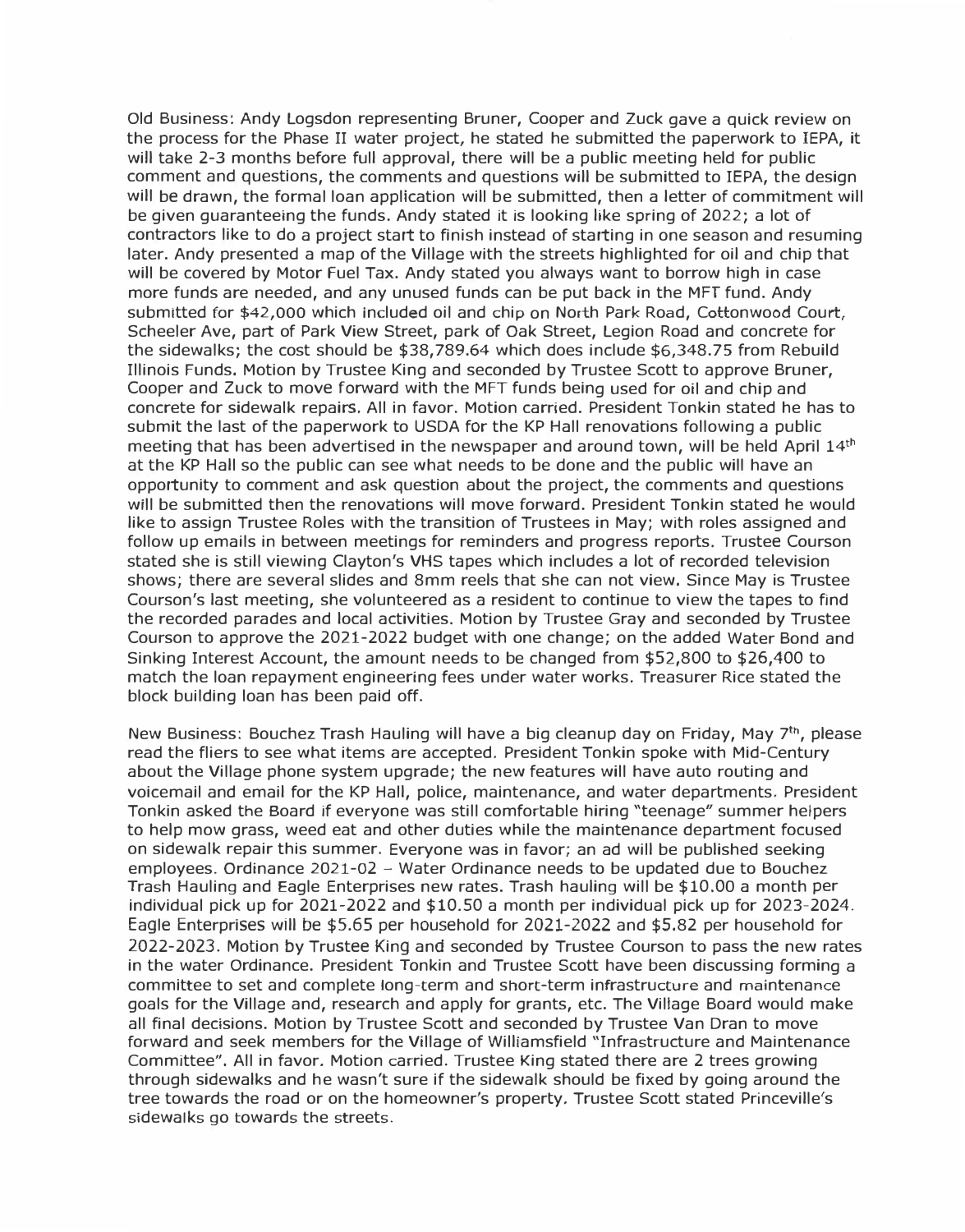Old Business: Andy Logsdon representing Bruner, Cooper and Zuck gave a quick review on the process for the Phase II water project, he stated he submitted the paperwork to IEPA, it will take 2-3 months before full approval, there will be a public meeting held for public comment and questions, the comments and questions will be submitted to IEPA, the design will be drawn, the formal loan application will be submitted, then a letter of commitment will be given guaranteeing the funds. Andy stated it is looking like spring of 2022; a lot of contractors like to do a project start to finish instead of starting in one season and resuming later. Andy presented a map of the Village with the streets highlighted for oil and chip that will be covered by Motor Fuel Tax. Andy stated you always want to borrow high in case more funds are needed, and any unused funds can be put back in the MFT fund. Andy submitted for $42,000 which included oil and chip on North Park Road, Cottonwood Court, Scheeler Ave, part of Park View Street, park of Oak Street, Legion Road and concrete for the sidewalks; the cost should be $38,789.64 which does include $6,348.75 from Rebuild Illinois Funds. Motion by Trustee King and seconded by Trustee Scott to approve Bruner, Cooper and Zuck to move forward with the MFT funds being used for oil and chip and concrete for sidewalk repairs. All in favor. Motion carried. President Tonkin stated he has to submit the last of the paperwork to USDA for the KP Hall renovations following a public meeting that has been advertised in the newspaper and around town, will be held April 14th at the KP Hall so the public can see what needs to be done and the public will have an opportunity to comment and ask question about the project, the comments and questions will be submitted then the renovations will move forward. President Tonkin stated he would like to assign Trustee Roles with the transition of Trustees in May; with roles assigned and follow up emails in between meetings for reminders and progress reports. Trustee Courson stated she is still viewing Clayton's VHS tapes which includes a lot of recorded television shows; there are several slides and 8mm reels that she can not view. Since May is Trustee Courson's last meeting, she volunteered as a resident to continue to view the tapes to find the recorded parades and local activities. Motion by Trustee Gray and seconded by Trustee Courson to approve the 2021-2022 budget with one change; on the added Water Bond and Sinking Interest Account, the amount needs to be changed from $52,800 to $26,400 to match the loan repayment engineering fees under water works. Treasurer Rice stated the block building loan has been paid off.

New Business: Bouchez Trash Hauling will have a big cleanup day on Friday, May 7th, please read the fliers to see what items are accepted. President Tonkin spoke with Mid-Century about the Village phone system upgrade; the new features will have auto routing and voicemail and email for the KP Hall, police, maintenance, and water departments. President Tonkin asked the Board if everyone was still comfortable hiring "teenage" summer helpers to help mow grass, weed eat and other duties while the maintenance department focused on sidewalk repair this summer. Everyone was in favor; an ad will be published seeking employees. Ordinance 2021-02 – Water Ordinance needs to be updated due to Bouchez Trash Hauling and Eagle Enterprises new rates. Trash hauling will be $10.00 a month per individual pick up for 2021-2022 and $10.50 a month per individual pick up for 2023-2024. Eagle Enterprises will be $5.65 per household for 2021-2022 and $5.82 per household for 2022-2023. Motion by Trustee King and seconded by Trustee Courson to pass the new rates in the water Ordinance. President Tonkin and Trustee Scott have been discussing forming a committee to set and complete long-term and short-term infrastructure and maintenance goals for the Village and, research and apply for grants, etc. The Village Board would make all final decisions. Motion by Trustee Scott and seconded by Trustee Van Dran to move forward and seek members for the Village of Williamsfield "Infrastructure and Maintenance Committee". All in favor. Motion carried. Trustee King stated there are 2 trees growing through sidewalks and he wasn't sure if the sidewalk should be fixed by going around the tree towards the road or on the homeowner's property. Trustee Scott stated Princeville's sidewalks go towards the streets.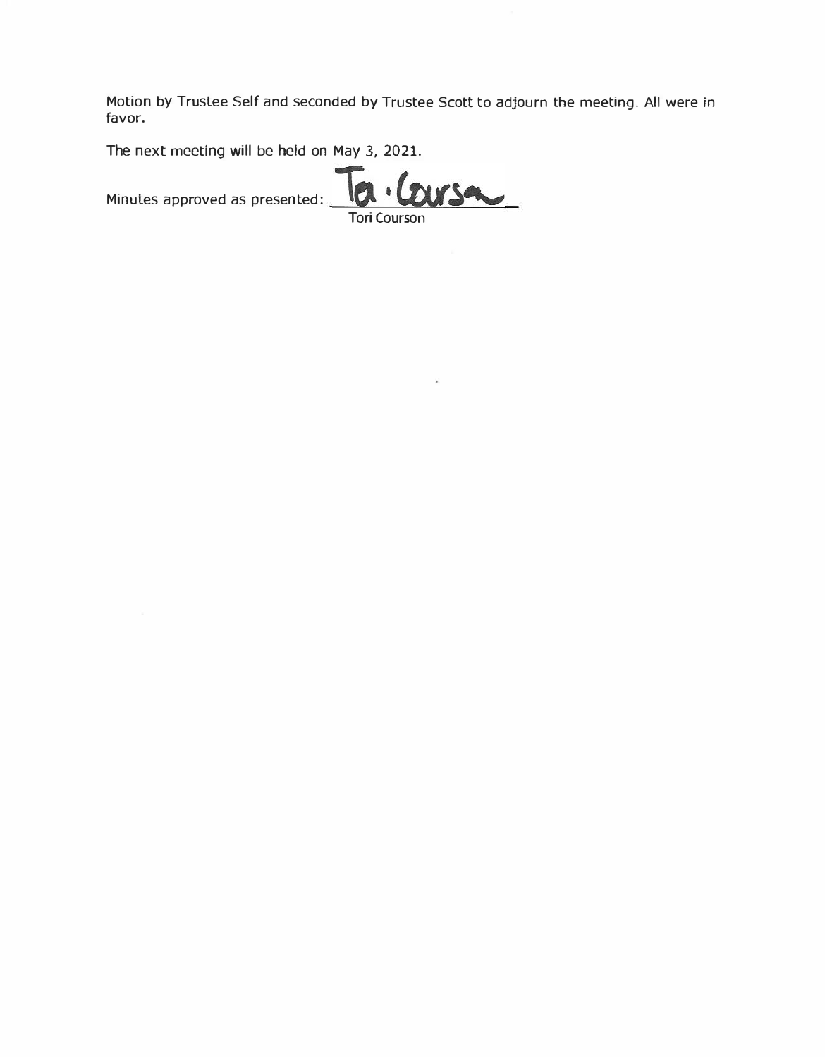Motion by Trustee Self and seconded by Trustee Scott to adjourn the meeting. All were in favor.

The next meeting will be held on May 3, 2021.

Minutes approved as presented: ______________________
Tori Courson